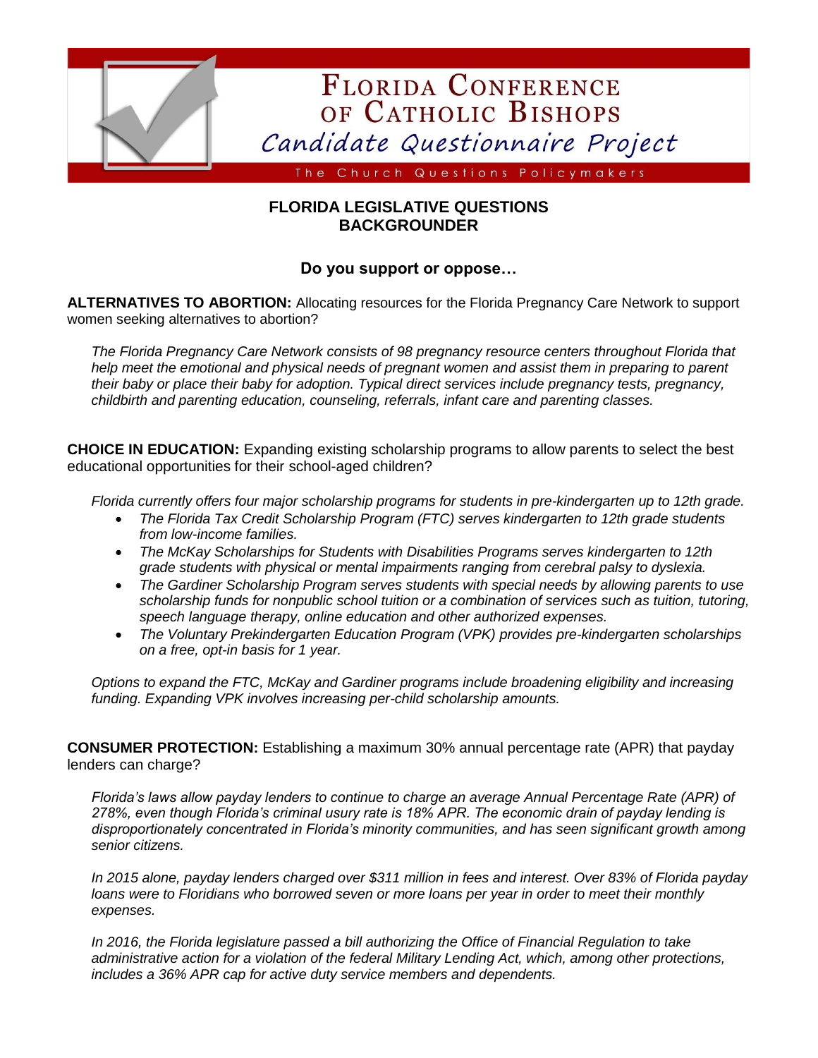# Florida Conference of Catholic Bishops

## *Candidate Questionnaire Project*

The Church Questions Policymakers

## FLORIDA LEGISLATIVE QUESTIONS BACKGROUNDER

### Do you support or oppose…

**ALTERNATIVES TO ABORTION:** Allocating resources for the Florida Pregnancy Care Network to support women seeking alternatives to abortion?

*The Florida Pregnancy Care Network consists of 98 pregnancy resource centers throughout Florida that help meet the emotional and physical needs of pregnant women and assist them in preparing to parent their baby or place their baby for adoption. Typical direct services include pregnancy tests, pregnancy, childbirth and parenting education, counseling, referrals, infant care and parenting classes.*

**CHOICE IN EDUCATION:** Expanding existing scholarship programs to allow parents to select the best educational opportunities for their school-aged children?

*Florida currently offers four major scholarship programs for students in pre-kindergarten up to 12th grade.*

- *The Florida Tax Credit Scholarship Program (FTC) serves kindergarten to 12th grade students from low-income families.*
- *The McKay Scholarships for Students with Disabilities Programs serves kindergarten to 12th grade students with physical or mental impairments ranging from cerebral palsy to dyslexia.*
- *The Gardiner Scholarship Program serves students with special needs by allowing parents to use scholarship funds for nonpublic school tuition or a combination of services such as tuition, tutoring, speech language therapy, online education and other authorized expenses.*
- *The Voluntary Prekindergarten Education Program (VPK) provides pre-kindergarten scholarships on a free, opt-in basis for 1 year.*

*Options to expand the FTC, McKay and Gardiner programs include broadening eligibility and increasing funding. Expanding VPK involves increasing per-child scholarship amounts.*

**CONSUMER PROTECTION:** Establishing a maximum 30% annual percentage rate (APR) that payday lenders can charge?

*Florida's laws allow payday lenders to continue to charge an average Annual Percentage Rate (APR) of 278%, even though Florida's criminal usury rate is 18% APR. The economic drain of payday lending is disproportionately concentrated in Florida's minority communities, and has seen significant growth among senior citizens.*

*In 2015 alone, payday lenders charged over $311 million in fees and interest. Over 83% of Florida payday loans were to Floridians who borrowed seven or more loans per year in order to meet their monthly expenses.*

*In 2016, the Florida legislature passed a bill authorizing the Office of Financial Regulation to take administrative action for a violation of the federal Military Lending Act, which, among other protections, includes a 36% APR cap for active duty service members and dependents.*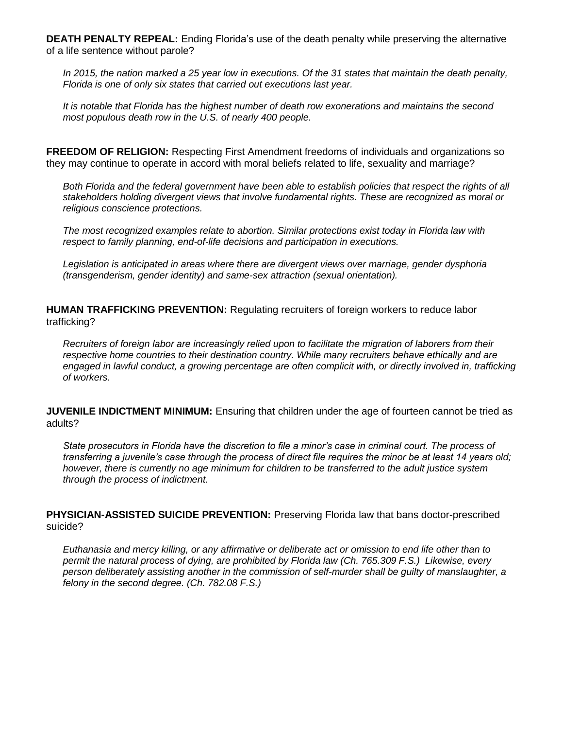**DEATH PENALTY REPEAL:** Ending Florida's use of the death penalty while preserving the alternative of a life sentence without parole?

*In 2015, the nation marked a 25 year low in executions. Of the 31 states that maintain the death penalty, Florida is one of only six states that carried out executions last year.*

*It is notable that Florida has the highest number of death row exonerations and maintains the second most populous death row in the U.S. of nearly 400 people.*

**FREEDOM OF RELIGION:** Respecting First Amendment freedoms of individuals and organizations so they may continue to operate in accord with moral beliefs related to life, sexuality and marriage?

*Both Florida and the federal government have been able to establish policies that respect the rights of all stakeholders holding divergent views that involve fundamental rights. These are recognized as moral or religious conscience protections.*

*The most recognized examples relate to abortion. Similar protections exist today in Florida law with respect to family planning, end-of-life decisions and participation in executions.*

*Legislation is anticipated in areas where there are divergent views over marriage, gender dysphoria (transgenderism, gender identity) and same-sex attraction (sexual orientation).*

**HUMAN TRAFFICKING PREVENTION:** Regulating recruiters of foreign workers to reduce labor trafficking?

*Recruiters of foreign labor are increasingly relied upon to facilitate the migration of laborers from their respective home countries to their destination country. While many recruiters behave ethically and are engaged in lawful conduct, a growing percentage are often complicit with, or directly involved in, trafficking of workers.*

**JUVENILE INDICTMENT MINIMUM:** Ensuring that children under the age of fourteen cannot be tried as adults?

*State prosecutors in Florida have the discretion to file a minor's case in criminal court. The process of transferring a juvenile's case through the process of direct file requires the minor be at least 14 years old; however, there is currently no age minimum for children to be transferred to the adult justice system through the process of indictment.*

**PHYSICIAN-ASSISTED SUICIDE PREVENTION:** Preserving Florida law that bans doctor-prescribed suicide?

*Euthanasia and mercy killing, or any affirmative or deliberate act or omission to end life other than to permit the natural process of dying, are prohibited by Florida law (Ch. 765.309 F.S.) Likewise, every person deliberately assisting another in the commission of self-murder shall be guilty of manslaughter, a felony in the second degree. (Ch. 782.08 F.S.)*